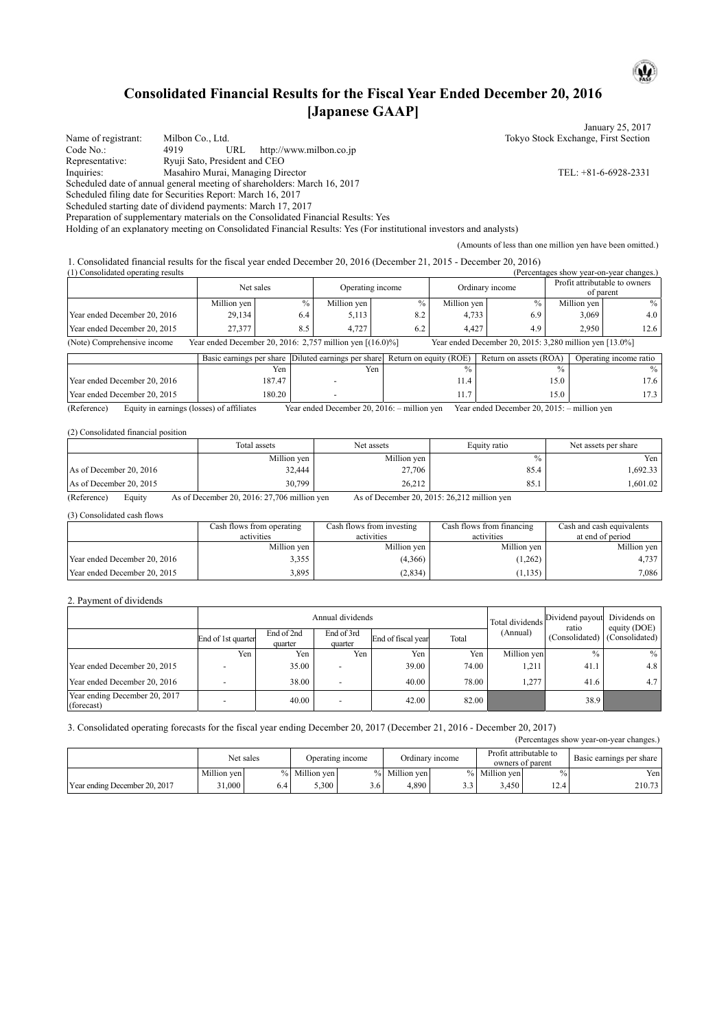# Consolidated Financial Results for the Fiscal Year Ended December 20, 2016 [Japanese GAAP]

January 25, 2017

Name of registrant: Milbon Co., Ltd. Tokyo Stock Exchange, First Section
Code No.: 4919 URL http://www.milbon.co.jp
Representative: Ryuji Sato, President and CEO
Inquiries: Masahiro Murai, Managing Director TEL: +81-6-6928-2331
Scheduled date of annual general meeting of shareholders: March 16, 2017
Scheduled filing date for Securities Report: March 16, 2017
Scheduled starting date of dividend payments: March 17, 2017
Preparation of supplementary materials on the Consolidated Financial Results: Yes
Holding of an explanatory meeting on Consolidated Financial Results: Yes (For institutional investors and analysts)

(Amounts of less than one million yen have been omitted.)

1. Consolidated financial results for the fiscal year ended December 20, 2016 (December 21, 2015 - December 20, 2016)

(1) Consolidated operating results (Percentages show year-on-year changes.)

| | Net sales | | Operating income | | Ordinary income | | Profit attributable to owners of parent | |
|---|---|---|---|---|---|---|---|---|
| | Million yen | % | Million yen | % | Million yen | % | Million yen | % |
| Year ended December 20, 2016 | 29,134 | 6.4 | 5,113 | 8.2 | 4,733 | 6.9 | 3,069 | 4.0 |
| Year ended December 20, 2015 | 27,377 | 8.5 | 4,727 | 6.2 | 4,427 | 4.9 | 2,950 | 12.6 |

(Note) Comprehensive income Year ended December 20, 2016: 2,757 million yen [(16.0)%] Year ended December 20, 2015: 3,280 million yen [13.0%]

| | Basic earnings per share | Diluted earnings per share | Return on equity (ROE) | Return on assets (ROA) | Operating income ratio |
|---|---|---|---|---|---|
| | Yen | Yen | % | % | % |
| Year ended December 20, 2016 | 187.47 | - | 11.4 | 15.0 | 17.6 |
| Year ended December 20, 2015 | 180.20 | - | 11.7 | 15.0 | 17.3 |

(Reference) Equity in earnings (losses) of affiliates Year ended December 20, 2016: – million yen Year ended December 20, 2015: – million yen

(2) Consolidated financial position

| | Total assets | Net assets | Equity ratio | Net assets per share |
|---|---|---|---|---|
| | Million yen | Million yen | % | Yen |
| As of December 20, 2016 | 32,444 | 27,706 | 85.4 | 1,692.33 |
| As of December 20, 2015 | 30,799 | 26,212 | 85.1 | 1,601.02 |

(Reference) Equity As of December 20, 2016: 27,706 million yen As of December 20, 2015: 26,212 million yen

(3) Consolidated cash flows

| | Cash flows from operating activities | Cash flows from investing activities | Cash flows from financing activities | Cash and cash equivalents at end of period |
|---|---|---|---|---|
| | Million yen | Million yen | Million yen | Million yen |
| Year ended December 20, 2016 | 3,355 | (4,366) | (1,262) | 4,737 |
| Year ended December 20, 2015 | 3,895 | (2,834) | (1,135) | 7,086 |

2. Payment of dividends

| | Annual dividends | | | | | Total dividends (Annual) | Dividend payout ratio (Consolidated) | Dividends on equity (DOE) (Consolidated) |
|---|---|---|---|---|---|---|---|---|
| | End of 1st quarter | End of 2nd quarter | End of 3rd quarter | End of fiscal year | Total | | | |
| | Yen | Yen | Yen | Yen | Yen | Million yen | % | % |
| Year ended December 20, 2015 | - | 35.00 | - | 39.00 | 74.00 | 1,211 | 41.1 | 4.8 |
| Year ended December 20, 2016 | - | 38.00 | - | 40.00 | 78.00 | 1,277 | 41.6 | 4.7 |
| Year ending December 20, 2017 (forecast) | - | 40.00 | - | 42.00 | 82.00 | | 38.9 | |

3. Consolidated operating forecasts for the fiscal year ending December 20, 2017 (December 21, 2016 - December 20, 2017)

(Percentages show year-on-year changes.)

| | Net sales | | Operating income | | Ordinary income | | Profit attributable to owners of parent | | Basic earnings per share |
|---|---|---|---|---|---|---|---|---|---|
| | Million yen | % | Million yen | % | Million yen | % | Million yen | % | Yen |
| Year ending December 20, 2017 | 31,000 | 6.4 | 5,300 | 3.6 | 4,890 | 3.3 | 3,450 | 12.4 | 210.73 |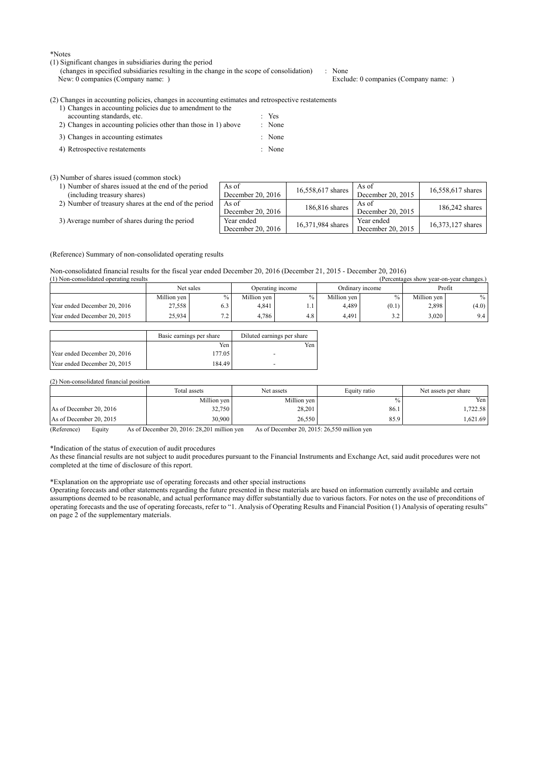*Notes

(1) Significant changes in subsidiaries during the period
(changes in specified subsidiaries resulting in the change in the scope of consolidation) : None
New: 0 companies (Company name: ) Exclude: 0 companies (Company name: )

(2) Changes in accounting policies, changes in accounting estimates and retrospective restatements

1) Changes in accounting policies due to amendment to the accounting standards, etc. : Yes
2) Changes in accounting policies other than those in 1) above : None
3) Changes in accounting estimates : None
4) Retrospective restatements : None

(3) Number of shares issued (common stock)

| | | | | |
|---|---|---|---|---|
| 1) Number of shares issued at the end of the period (including treasury shares) | As of December 20, 2016 | 16,558,617 shares | As of December 20, 2015 | 16,558,617 shares |
| 2) Number of treasury shares at the end of the period | As of December 20, 2016 | 186,816 shares | As of December 20, 2015 | 186,242 shares |
| 3) Average number of shares during the period | Year ended December 20, 2016 | 16,371,984 shares | Year ended December 20, 2015 | 16,373,127 shares |

(Reference) Summary of non-consolidated operating results

Non-consolidated financial results for the fiscal year ended December 20, 2016 (December 21, 2015 - December 20, 2016)

(1) Non-consolidated operating results (Percentages show year-on-year changes.)

| | Net sales | | Operating income | | Ordinary income | | Profit | |
|---|---|---|---|---|---|---|---|---|
| | Million yen | % | Million yen | % | Million yen | % | Million yen | % |
| Year ended December 20, 2016 | 27,558 | 6.3 | 4,841 | 1.1 | 4,489 | (0.1) | 2,898 | (4.0) |
| Year ended December 20, 2015 | 25,934 | 7.2 | 4,786 | 4.8 | 4,491 | 3.2 | 3,020 | 9.4 |

| | Basic earnings per share | Diluted earnings per share |
|---|---|---|
| | Yen | Yen |
| Year ended December 20, 2016 | 177.05 | - |
| Year ended December 20, 2015 | 184.49 | - |

(2) Non-consolidated financial position

| | Total assets | Net assets | Equity ratio | Net assets per share |
|---|---|---|---|---|
| | Million yen | Million yen | % | Yen |
| As of December 20, 2016 | 32,750 | 28,201 | 86.1 | 1,722.58 |
| As of December 20, 2015 | 30,900 | 26,550 | 85.9 | 1,621.69 |

(Reference) Equity As of December 20, 2016: 28,201 million yen As of December 20, 2015: 26,550 million yen

*Indication of the status of execution of audit procedures

As these financial results are not subject to audit procedures pursuant to the Financial Instruments and Exchange Act, said audit procedures were not completed at the time of disclosure of this report.

*Explanation on the appropriate use of operating forecasts and other special instructions

Operating forecasts and other statements regarding the future presented in these materials are based on information currently available and certain assumptions deemed to be reasonable, and actual performance may differ substantially due to various factors. For notes on the use of preconditions of operating forecasts and the use of operating forecasts, refer to "1. Analysis of Operating Results and Financial Position (1) Analysis of operating results" on page 2 of the supplementary materials.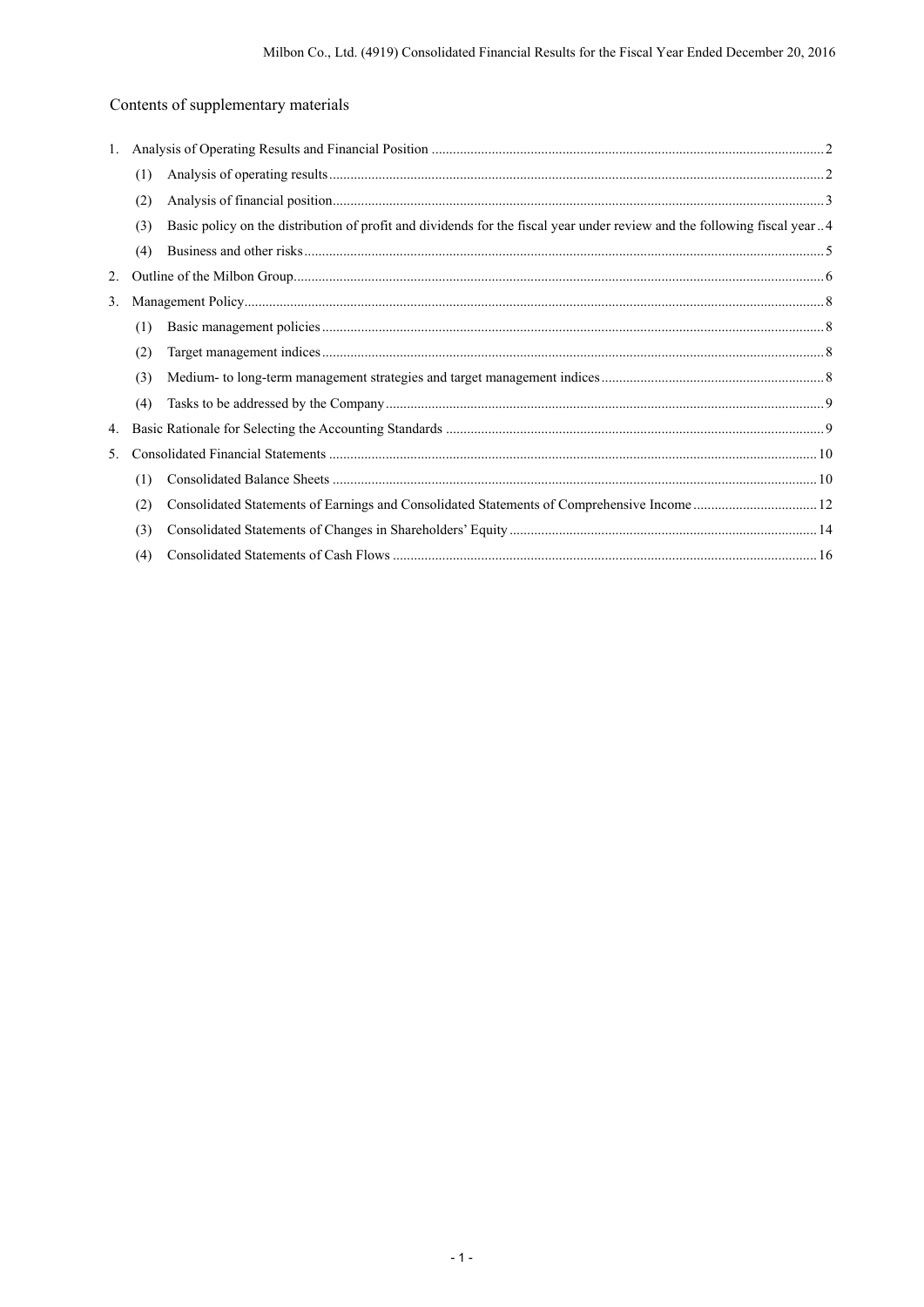## Contents of supplementary materials

1. Analysis of Operating Results and Financial Position .......... 2
   - (1) Analysis of operating results .......... 2
   - (2) Analysis of financial position .......... 3
   - (3) Basic policy on the distribution of profit and dividends for the fiscal year under review and the following fiscal year .......... 4
   - (4) Business and other risks .......... 5
2. Outline of the Milbon Group .......... 6
3. Management Policy .......... 8
   - (1) Basic management policies .......... 8
   - (2) Target management indices .......... 8
   - (3) Medium- to long-term management strategies and target management indices .......... 8
   - (4) Tasks to be addressed by the Company .......... 9
4. Basic Rationale for Selecting the Accounting Standards .......... 9
5. Consolidated Financial Statements .......... 10
   - (1) Consolidated Balance Sheets .......... 10
   - (2) Consolidated Statements of Earnings and Consolidated Statements of Comprehensive Income .......... 12
   - (3) Consolidated Statements of Changes in Shareholders' Equity .......... 14
   - (4) Consolidated Statements of Cash Flows .......... 16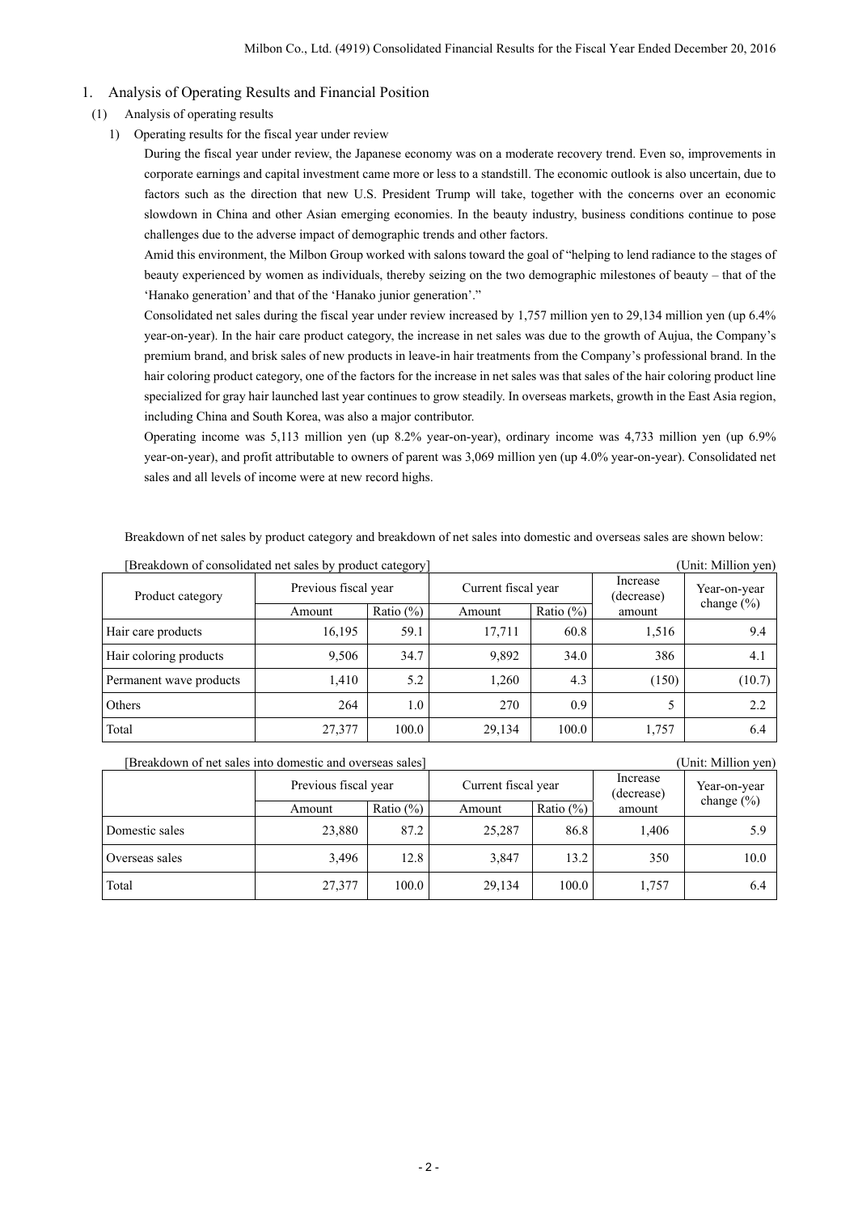## 1. Analysis of Operating Results and Financial Position

### (1) Analysis of operating results

#### 1) Operating results for the fiscal year under review

During the fiscal year under review, the Japanese economy was on a moderate recovery trend. Even so, improvements in corporate earnings and capital investment came more or less to a standstill. The economic outlook is also uncertain, due to factors such as the direction that new U.S. President Trump will take, together with the concerns over an economic slowdown in China and other Asian emerging economies. In the beauty industry, business conditions continue to pose challenges due to the adverse impact of demographic trends and other factors.

Amid this environment, the Milbon Group worked with salons toward the goal of "helping to lend radiance to the stages of beauty experienced by women as individuals, thereby seizing on the two demographic milestones of beauty – that of the 'Hanako generation' and that of the 'Hanako junior generation'."

Consolidated net sales during the fiscal year under review increased by 1,757 million yen to 29,134 million yen (up 6.4% year-on-year). In the hair care product category, the increase in net sales was due to the growth of Aujua, the Company's premium brand, and brisk sales of new products in leave-in hair treatments from the Company's professional brand. In the hair coloring product category, one of the factors for the increase in net sales was that sales of the hair coloring product line specialized for gray hair launched last year continues to grow steadily. In overseas markets, growth in the East Asia region, including China and South Korea, was also a major contributor.

Operating income was 5,113 million yen (up 8.2% year-on-year), ordinary income was 4,733 million yen (up 6.9% year-on-year), and profit attributable to owners of parent was 3,069 million yen (up 4.0% year-on-year). Consolidated net sales and all levels of income were at new record highs.

Breakdown of net sales by product category and breakdown of net sales into domestic and overseas sales are shown below:

[Breakdown of consolidated net sales by product category] (Unit: Million yen)

| Product category | Previous fiscal year | | Current fiscal year | | Increase (decrease) amount | Year-on-year change (%) |
|---|---|---|---|---|---|---|
| | Amount | Ratio (%) | Amount | Ratio (%) | | |
| Hair care products | 16,195 | 59.1 | 17,711 | 60.8 | 1,516 | 9.4 |
| Hair coloring products | 9,506 | 34.7 | 9,892 | 34.0 | 386 | 4.1 |
| Permanent wave products | 1,410 | 5.2 | 1,260 | 4.3 | (150) | (10.7) |
| Others | 264 | 1.0 | 270 | 0.9 | 5 | 2.2 |
| Total | 27,377 | 100.0 | 29,134 | 100.0 | 1,757 | 6.4 |

[Breakdown of net sales into domestic and overseas sales] (Unit: Million yen)

| | Previous fiscal year | | Current fiscal year | | Increase (decrease) amount | Year-on-year change (%) |
|---|---|---|---|---|---|---|
| | Amount | Ratio (%) | Amount | Ratio (%) | | |
| Domestic sales | 23,880 | 87.2 | 25,287 | 86.8 | 1,406 | 5.9 |
| Overseas sales | 3,496 | 12.8 | 3,847 | 13.2 | 350 | 10.0 |
| Total | 27,377 | 100.0 | 29,134 | 100.0 | 1,757 | 6.4 |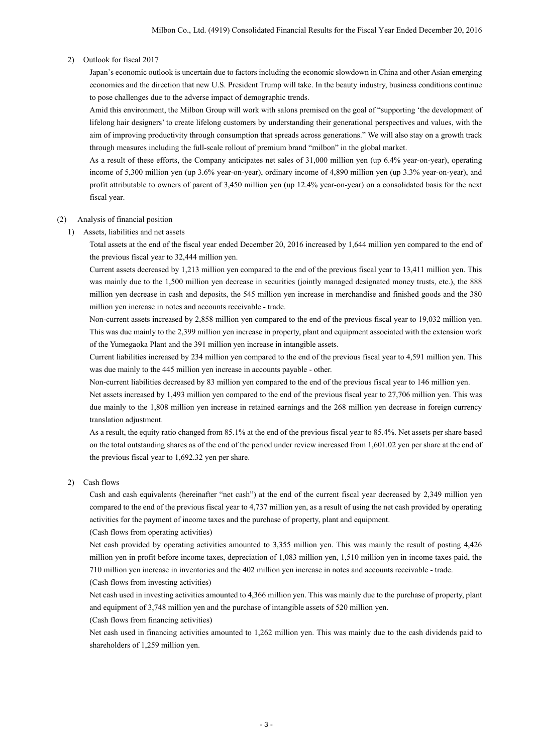2) Outlook for fiscal 2017

Japan's economic outlook is uncertain due to factors including the economic slowdown in China and other Asian emerging economies and the direction that new U.S. President Trump will take. In the beauty industry, business conditions continue to pose challenges due to the adverse impact of demographic trends.

Amid this environment, the Milbon Group will work with salons premised on the goal of "supporting 'the development of lifelong hair designers' to create lifelong customers by understanding their generational perspectives and values, with the aim of improving productivity through consumption that spreads across generations." We will also stay on a growth track through measures including the full-scale rollout of premium brand "milbon" in the global market.

As a result of these efforts, the Company anticipates net sales of 31,000 million yen (up 6.4% year-on-year), operating income of 5,300 million yen (up 3.6% year-on-year), ordinary income of 4,890 million yen (up 3.3% year-on-year), and profit attributable to owners of parent of 3,450 million yen (up 12.4% year-on-year) on a consolidated basis for the next fiscal year.

(2) Analysis of financial position

1) Assets, liabilities and net assets

Total assets at the end of the fiscal year ended December 20, 2016 increased by 1,644 million yen compared to the end of the previous fiscal year to 32,444 million yen.

Current assets decreased by 1,213 million yen compared to the end of the previous fiscal year to 13,411 million yen. This was mainly due to the 1,500 million yen decrease in securities (jointly managed designated money trusts, etc.), the 888 million yen decrease in cash and deposits, the 545 million yen increase in merchandise and finished goods and the 380 million yen increase in notes and accounts receivable - trade.

Non-current assets increased by 2,858 million yen compared to the end of the previous fiscal year to 19,032 million yen. This was due mainly to the 2,399 million yen increase in property, plant and equipment associated with the extension work of the Yumegaoka Plant and the 391 million yen increase in intangible assets.

Current liabilities increased by 234 million yen compared to the end of the previous fiscal year to 4,591 million yen. This was due mainly to the 445 million yen increase in accounts payable - other.

Non-current liabilities decreased by 83 million yen compared to the end of the previous fiscal year to 146 million yen.

Net assets increased by 1,493 million yen compared to the end of the previous fiscal year to 27,706 million yen. This was due mainly to the 1,808 million yen increase in retained earnings and the 268 million yen decrease in foreign currency translation adjustment.

As a result, the equity ratio changed from 85.1% at the end of the previous fiscal year to 85.4%. Net assets per share based on the total outstanding shares as of the end of the period under review increased from 1,601.02 yen per share at the end of the previous fiscal year to 1,692.32 yen per share.

2) Cash flows

Cash and cash equivalents (hereinafter "net cash") at the end of the current fiscal year decreased by 2,349 million yen compared to the end of the previous fiscal year to 4,737 million yen, as a result of using the net cash provided by operating activities for the payment of income taxes and the purchase of property, plant and equipment.

(Cash flows from operating activities)

Net cash provided by operating activities amounted to 3,355 million yen. This was mainly the result of posting 4,426 million yen in profit before income taxes, depreciation of 1,083 million yen, 1,510 million yen in income taxes paid, the 710 million yen increase in inventories and the 402 million yen increase in notes and accounts receivable - trade.

(Cash flows from investing activities)

Net cash used in investing activities amounted to 4,366 million yen. This was mainly due to the purchase of property, plant and equipment of 3,748 million yen and the purchase of intangible assets of 520 million yen.

(Cash flows from financing activities)

Net cash used in financing activities amounted to 1,262 million yen. This was mainly due to the cash dividends paid to shareholders of 1,259 million yen.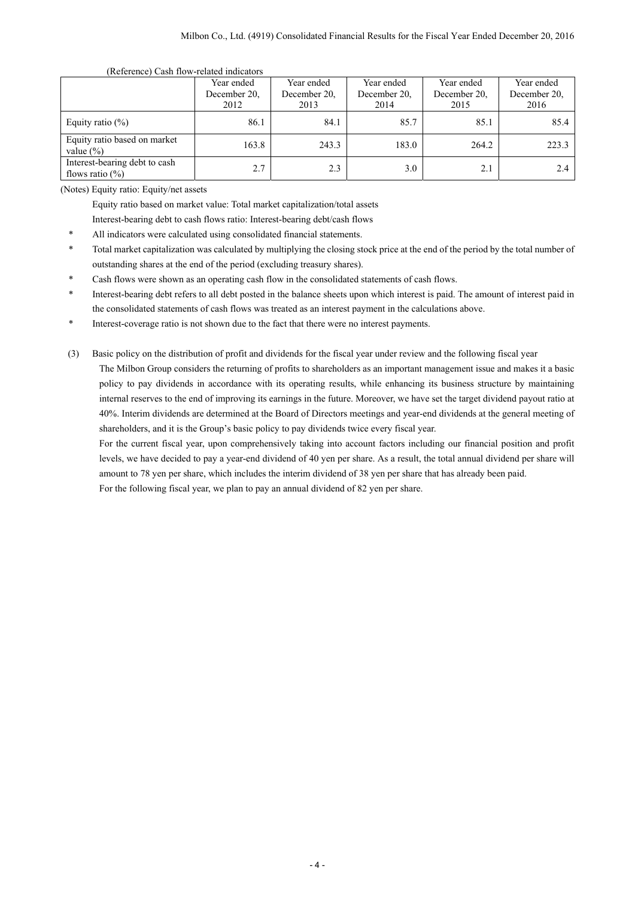(Reference) Cash flow-related indicators

| | Year ended December 20, 2012 | Year ended December 20, 2013 | Year ended December 20, 2014 | Year ended December 20, 2015 | Year ended December 20, 2016 |
|---|---|---|---|---|---|
| Equity ratio (%) | 86.1 | 84.1 | 85.7 | 85.1 | 85.4 |
| Equity ratio based on market value (%) | 163.8 | 243.3 | 183.0 | 264.2 | 223.3 |
| Interest-bearing debt to cash flows ratio (%) | 2.7 | 2.3 | 3.0 | 2.1 | 2.4 |

(Notes) Equity ratio: Equity/net assets

Equity ratio based on market value: Total market capitalization/total assets

Interest-bearing debt to cash flows ratio: Interest-bearing debt/cash flows

\* All indicators were calculated using consolidated financial statements.

\* Total market capitalization was calculated by multiplying the closing stock price at the end of the period by the total number of outstanding shares at the end of the period (excluding treasury shares).

\* Cash flows were shown as an operating cash flow in the consolidated statements of cash flows.

\* Interest-bearing debt refers to all debt posted in the balance sheets upon which interest is paid. The amount of interest paid in the consolidated statements of cash flows was treated as an interest payment in the calculations above.

\* Interest-coverage ratio is not shown due to the fact that there were no interest payments.

(3) Basic policy on the distribution of profit and dividends for the fiscal year under review and the following fiscal year

The Milbon Group considers the returning of profits to shareholders as an important management issue and makes it a basic policy to pay dividends in accordance with its operating results, while enhancing its business structure by maintaining internal reserves to the end of improving its earnings in the future. Moreover, we have set the target dividend payout ratio at 40%. Interim dividends are determined at the Board of Directors meetings and year-end dividends at the general meeting of shareholders, and it is the Group's basic policy to pay dividends twice every fiscal year.

For the current fiscal year, upon comprehensively taking into account factors including our financial position and profit levels, we have decided to pay a year-end dividend of 40 yen per share. As a result, the total annual dividend per share will amount to 78 yen per share, which includes the interim dividend of 38 yen per share that has already been paid.

For the following fiscal year, we plan to pay an annual dividend of 82 yen per share.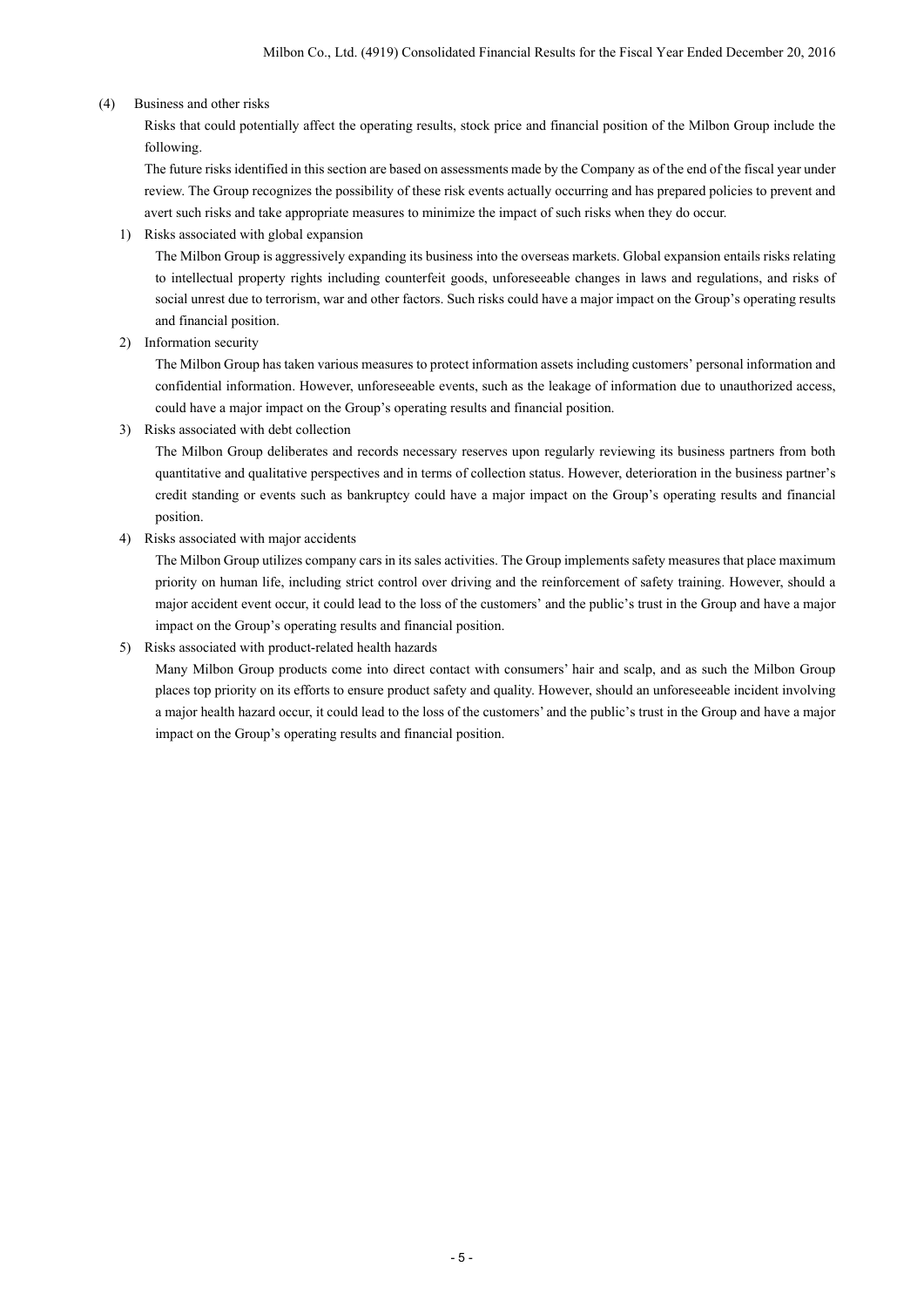(4) Business and other risks

Risks that could potentially affect the operating results, stock price and financial position of the Milbon Group include the following.

The future risks identified in this section are based on assessments made by the Company as of the end of the fiscal year under review. The Group recognizes the possibility of these risk events actually occurring and has prepared policies to prevent and avert such risks and take appropriate measures to minimize the impact of such risks when they do occur.

1) Risks associated with global expansion

The Milbon Group is aggressively expanding its business into the overseas markets. Global expansion entails risks relating to intellectual property rights including counterfeit goods, unforeseeable changes in laws and regulations, and risks of social unrest due to terrorism, war and other factors. Such risks could have a major impact on the Group's operating results and financial position.

2) Information security

The Milbon Group has taken various measures to protect information assets including customers' personal information and confidential information. However, unforeseeable events, such as the leakage of information due to unauthorized access, could have a major impact on the Group's operating results and financial position.

3) Risks associated with debt collection

The Milbon Group deliberates and records necessary reserves upon regularly reviewing its business partners from both quantitative and qualitative perspectives and in terms of collection status. However, deterioration in the business partner's credit standing or events such as bankruptcy could have a major impact on the Group's operating results and financial position.

4) Risks associated with major accidents

The Milbon Group utilizes company cars in its sales activities. The Group implements safety measures that place maximum priority on human life, including strict control over driving and the reinforcement of safety training. However, should a major accident event occur, it could lead to the loss of the customers' and the public's trust in the Group and have a major impact on the Group's operating results and financial position.

5) Risks associated with product-related health hazards

Many Milbon Group products come into direct contact with consumers' hair and scalp, and as such the Milbon Group places top priority on its efforts to ensure product safety and quality. However, should an unforeseeable incident involving a major health hazard occur, it could lead to the loss of the customers' and the public's trust in the Group and have a major impact on the Group's operating results and financial position.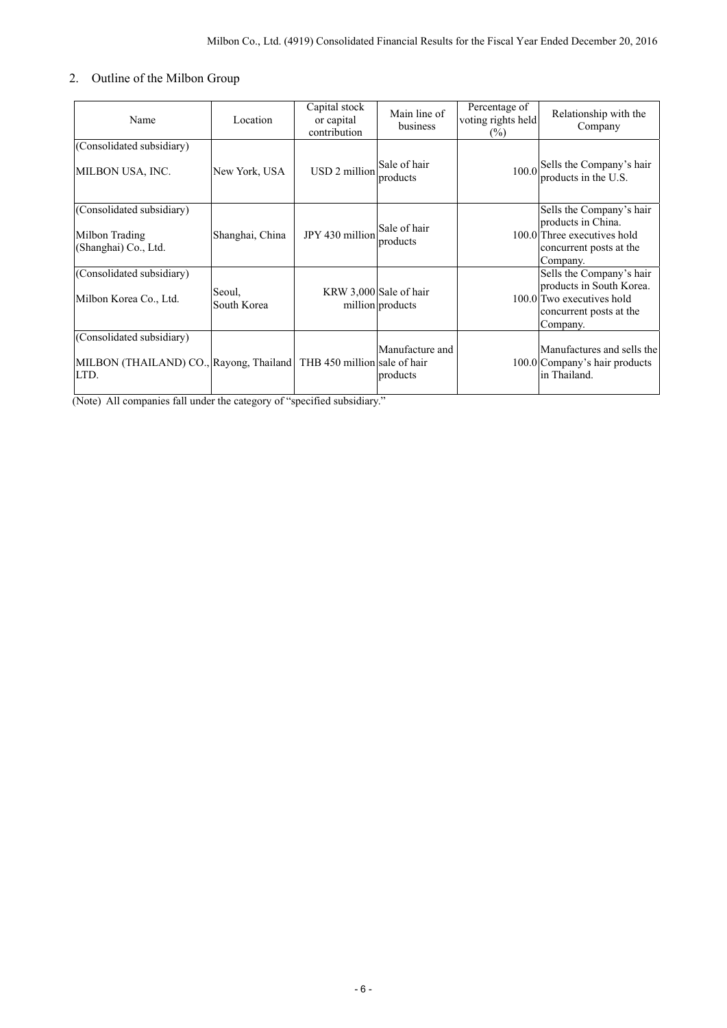## 2. Outline of the Milbon Group

| Name | Location | Capital stock or capital contribution | Main line of business | Percentage of voting rights held (%) | Relationship with the Company |
|---|---|---|---|---|---|
| (Consolidated subsidiary)<br>MILBON USA, INC. | New York, USA | USD 2 million | Sale of hair products | 100.0 | Sells the Company's hair products in the U.S. |
| (Consolidated subsidiary)<br>Milbon Trading (Shanghai) Co., Ltd. | Shanghai, China | JPY 430 million | Sale of hair products | 100.0 | Sells the Company's hair products in China. Three executives hold concurrent posts at the Company. |
| (Consolidated subsidiary)<br>Milbon Korea Co., Ltd. | Seoul, South Korea | KRW 3,000 million | Sale of hair products | 100.0 | Sells the Company's hair products in South Korea. Two executives hold concurrent posts at the Company. |
| (Consolidated subsidiary)<br>MILBON (THAILAND) CO., LTD. | Rayong, Thailand | THB 450 million | Manufacture and sale of hair products | 100.0 | Manufactures and sells the Company's hair products in Thailand. |

(Note) All companies fall under the category of "specified subsidiary."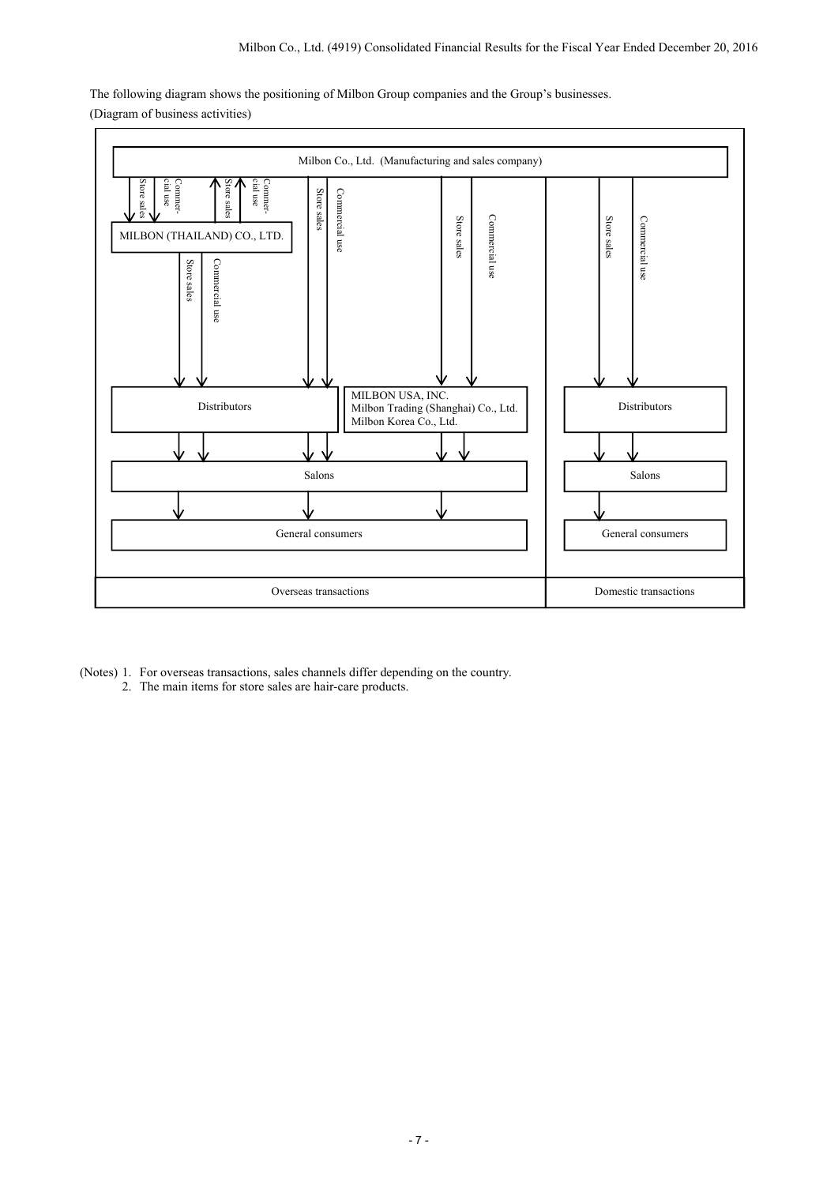The following diagram shows the positioning of Milbon Group companies and the Group's businesses.

(Diagram of business activities)

Milbon Co., Ltd. (Manufacturing and sales company)

Store sales / Commercial use → MILBON (THAILAND) CO., LTD.

MILBON (THAILAND) CO., LTD. → Store sales / Commercial use → Milbon Co., Ltd.

MILBON (THAILAND) CO., LTD. → Store sales / Commercial use → Distributors

Milbon Co., Ltd. → Store sales / Commercial use → Distributors

Milbon Co., Ltd. → Store sales / Commercial use → MILBON USA, INC. / Milbon Trading (Shanghai) Co., Ltd. / Milbon Korea Co., Ltd.

Distributors → Salons

MILBON USA, INC. / Milbon Trading (Shanghai) Co., Ltd. / Milbon Korea Co., Ltd. → Salons

Salons → General consumers

Overseas transactions

Milbon Co., Ltd. → Store sales / Commercial use → Distributors → Salons → General consumers

Domestic transactions

(Notes) 1. For overseas transactions, sales channels differ depending on the country.
2. The main items for store sales are hair-care products.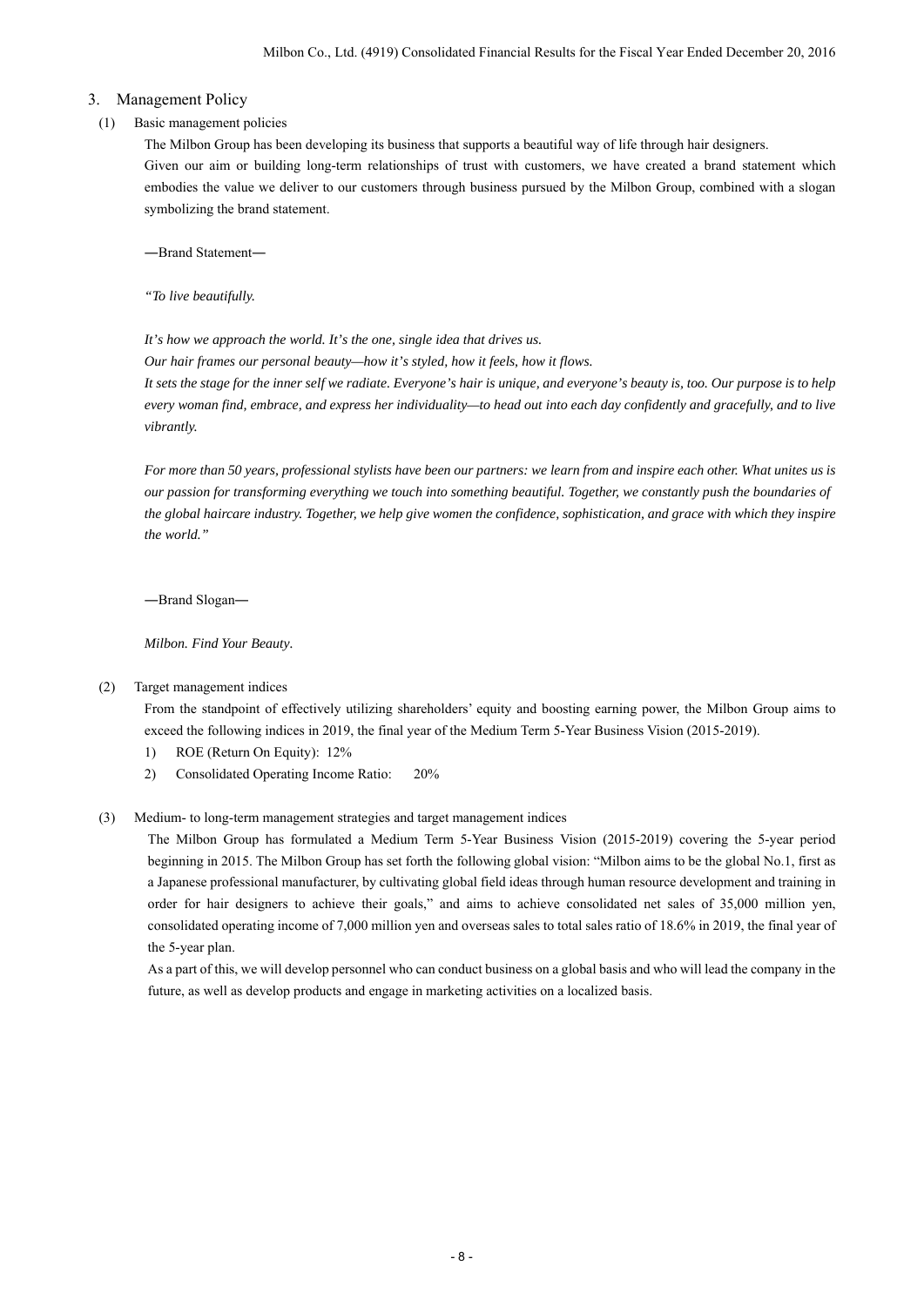## 3. Management Policy

### (1) Basic management policies

The Milbon Group has been developing its business that supports a beautiful way of life through hair designers.
Given our aim or building long-term relationships of trust with customers, we have created a brand statement which embodies the value we deliver to our customers through business pursued by the Milbon Group, combined with a slogan symbolizing the brand statement.

―Brand Statement―

*"To live beautifully.*

*It's how we approach the world. It's the one, single idea that drives us.*
*Our hair frames our personal beauty—how it's styled, how it feels, how it flows.*
*It sets the stage for the inner self we radiate. Everyone's hair is unique, and everyone's beauty is, too. Our purpose is to help every woman find, embrace, and express her individuality—to head out into each day confidently and gracefully, and to live vibrantly.*

*For more than 50 years, professional stylists have been our partners: we learn from and inspire each other. What unites us is our passion for transforming everything we touch into something beautiful. Together, we constantly push the boundaries of the global haircare industry. Together, we help give women the confidence, sophistication, and grace with which they inspire the world."*

―Brand Slogan―

*Milbon. Find Your Beauty.*

### (2) Target management indices

From the standpoint of effectively utilizing shareholders' equity and boosting earning power, the Milbon Group aims to exceed the following indices in 2019, the final year of the Medium Term 5-Year Business Vision (2015-2019).

1) ROE (Return On Equity): 12%
2) Consolidated Operating Income Ratio: 20%

### (3) Medium- to long-term management strategies and target management indices

The Milbon Group has formulated a Medium Term 5-Year Business Vision (2015-2019) covering the 5-year period beginning in 2015. The Milbon Group has set forth the following global vision: "Milbon aims to be the global No.1, first as a Japanese professional manufacturer, by cultivating global field ideas through human resource development and training in order for hair designers to achieve their goals," and aims to achieve consolidated net sales of 35,000 million yen, consolidated operating income of 7,000 million yen and overseas sales to total sales ratio of 18.6% in 2019, the final year of the 5-year plan.

As a part of this, we will develop personnel who can conduct business on a global basis and who will lead the company in the future, as well as develop products and engage in marketing activities on a localized basis.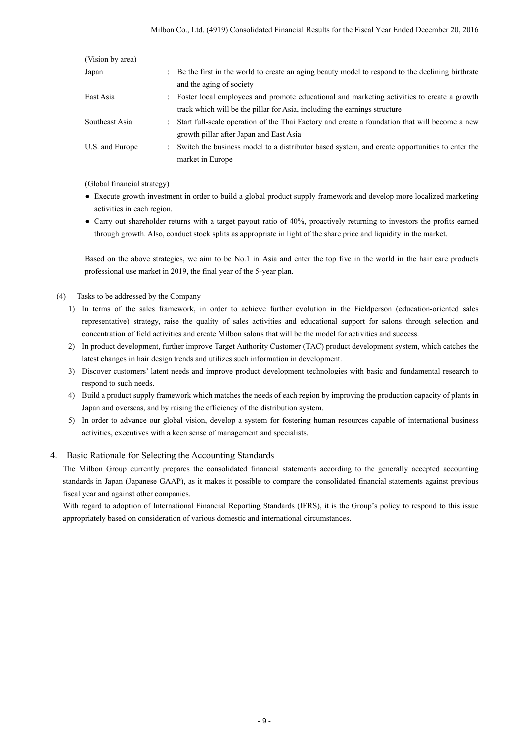(Vision by area)

| | | |
|---|---|---|
| Japan | : | Be the first in the world to create an aging beauty model to respond to the declining birthrate and the aging of society |
| East Asia | : | Foster local employees and promote educational and marketing activities to create a growth track which will be the pillar for Asia, including the earnings structure |
| Southeast Asia | : | Start full-scale operation of the Thai Factory and create a foundation that will become a new growth pillar after Japan and East Asia |
| U.S. and Europe | : | Switch the business model to a distributor based system, and create opportunities to enter the market in Europe |

(Global financial strategy)

- Execute growth investment in order to build a global product supply framework and develop more localized marketing activities in each region.
- Carry out shareholder returns with a target payout ratio of 40%, proactively returning to investors the profits earned through growth. Also, conduct stock splits as appropriate in light of the share price and liquidity in the market.

Based on the above strategies, we aim to be No.1 in Asia and enter the top five in the world in the hair care products professional use market in 2019, the final year of the 5-year plan.

(4) Tasks to be addressed by the Company

1) In terms of the sales framework, in order to achieve further evolution in the Fieldperson (education-oriented sales representative) strategy, raise the quality of sales activities and educational support for salons through selection and concentration of field activities and create Milbon salons that will be the model for activities and success.
2) In product development, further improve Target Authority Customer (TAC) product development system, which catches the latest changes in hair design trends and utilizes such information in development.
3) Discover customers' latent needs and improve product development technologies with basic and fundamental research to respond to such needs.
4) Build a product supply framework which matches the needs of each region by improving the production capacity of plants in Japan and overseas, and by raising the efficiency of the distribution system.
5) In order to advance our global vision, develop a system for fostering human resources capable of international business activities, executives with a keen sense of management and specialists.

## 4. Basic Rationale for Selecting the Accounting Standards

The Milbon Group currently prepares the consolidated financial statements according to the generally accepted accounting standards in Japan (Japanese GAAP), as it makes it possible to compare the consolidated financial statements against previous fiscal year and against other companies.

With regard to adoption of International Financial Reporting Standards (IFRS), it is the Group's policy to respond to this issue appropriately based on consideration of various domestic and international circumstances.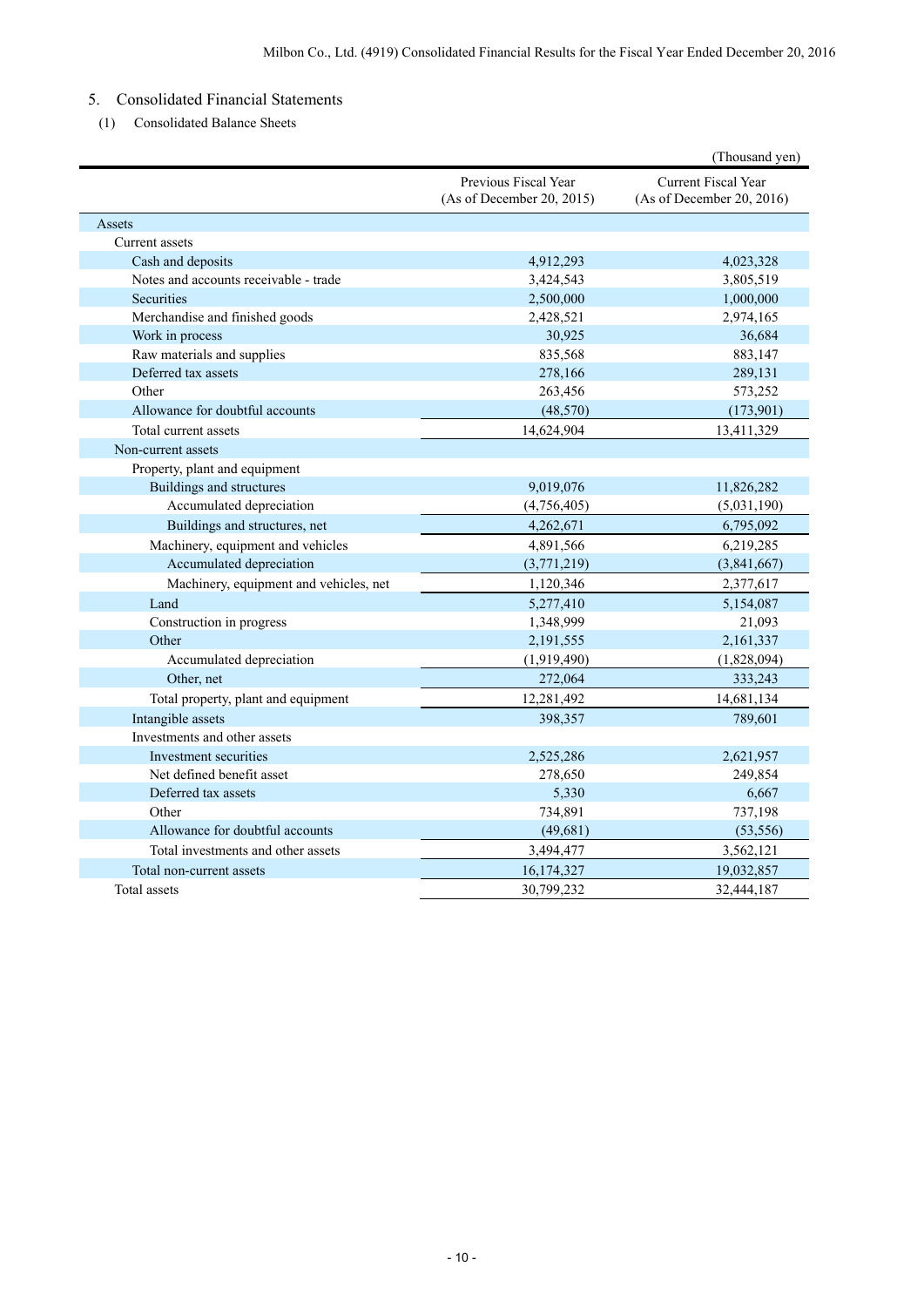## 5. Consolidated Financial Statements

### (1) Consolidated Balance Sheets

(Thousand yen)

| | Previous Fiscal Year (As of December 20, 2015) | Current Fiscal Year (As of December 20, 2016) |
|---|---|---|
| Assets | | |
| Current assets | | |
| Cash and deposits | 4,912,293 | 4,023,328 |
| Notes and accounts receivable - trade | 3,424,543 | 3,805,519 |
| Securities | 2,500,000 | 1,000,000 |
| Merchandise and finished goods | 2,428,521 | 2,974,165 |
| Work in process | 30,925 | 36,684 |
| Raw materials and supplies | 835,568 | 883,147 |
| Deferred tax assets | 278,166 | 289,131 |
| Other | 263,456 | 573,252 |
| Allowance for doubtful accounts | (48,570) | (173,901) |
| Total current assets | 14,624,904 | 13,411,329 |
| Non-current assets | | |
| Property, plant and equipment | | |
| Buildings and structures | 9,019,076 | 11,826,282 |
| Accumulated depreciation | (4,756,405) | (5,031,190) |
| Buildings and structures, net | 4,262,671 | 6,795,092 |
| Machinery, equipment and vehicles | 4,891,566 | 6,219,285 |
| Accumulated depreciation | (3,771,219) | (3,841,667) |
| Machinery, equipment and vehicles, net | 1,120,346 | 2,377,617 |
| Land | 5,277,410 | 5,154,087 |
| Construction in progress | 1,348,999 | 21,093 |
| Other | 2,191,555 | 2,161,337 |
| Accumulated depreciation | (1,919,490) | (1,828,094) |
| Other, net | 272,064 | 333,243 |
| Total property, plant and equipment | 12,281,492 | 14,681,134 |
| Intangible assets | 398,357 | 789,601 |
| Investments and other assets | | |
| Investment securities | 2,525,286 | 2,621,957 |
| Net defined benefit asset | 278,650 | 249,854 |
| Deferred tax assets | 5,330 | 6,667 |
| Other | 734,891 | 737,198 |
| Allowance for doubtful accounts | (49,681) | (53,556) |
| Total investments and other assets | 3,494,477 | 3,562,121 |
| Total non-current assets | 16,174,327 | 19,032,857 |
| Total assets | 30,799,232 | 32,444,187 |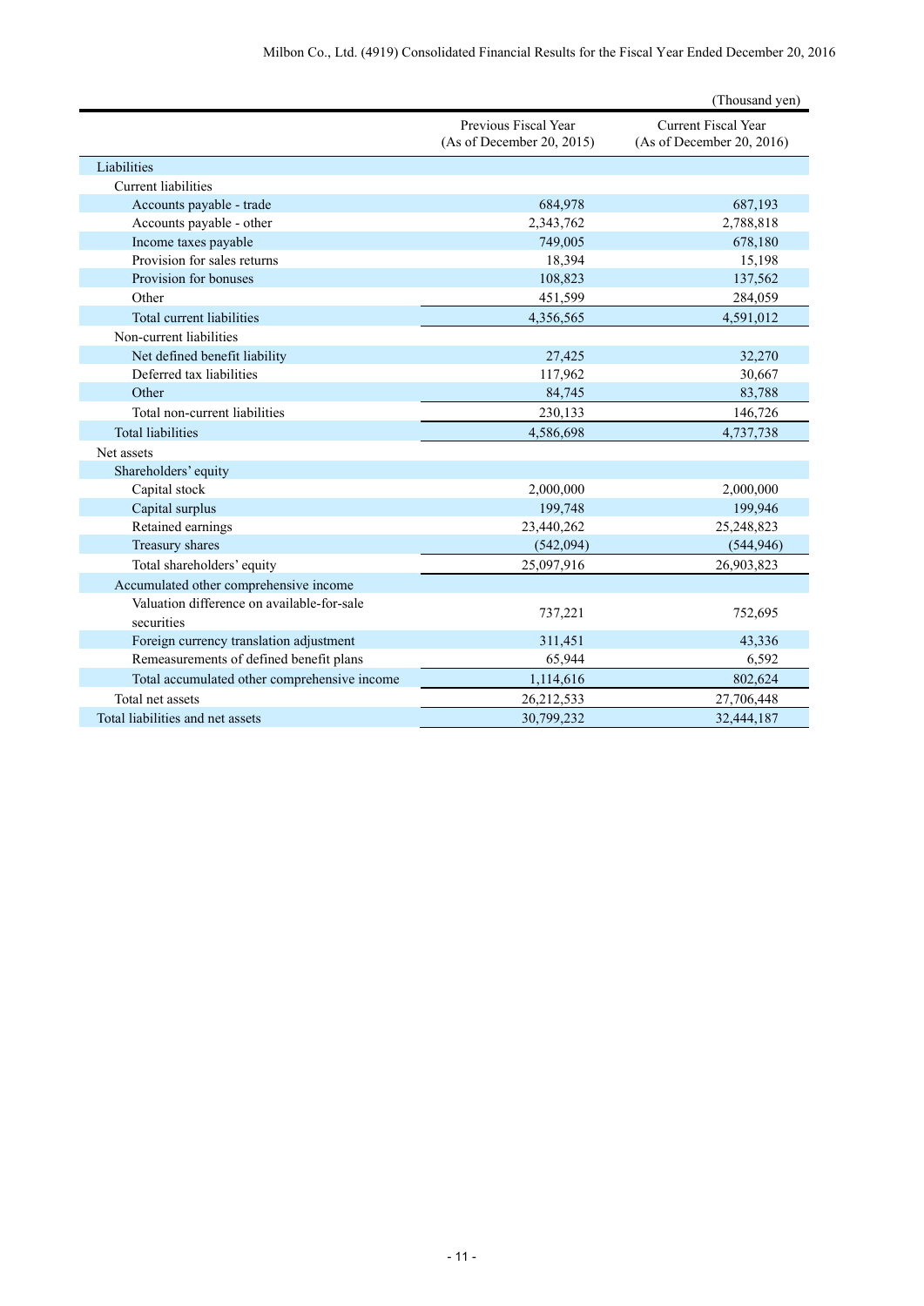(Thousand yen)

| | Previous Fiscal Year (As of December 20, 2015) | Current Fiscal Year (As of December 20, 2016) |
|---|---|---|
| Liabilities | | |
| Current liabilities | | |
| Accounts payable - trade | 684,978 | 687,193 |
| Accounts payable - other | 2,343,762 | 2,788,818 |
| Income taxes payable | 749,005 | 678,180 |
| Provision for sales returns | 18,394 | 15,198 |
| Provision for bonuses | 108,823 | 137,562 |
| Other | 451,599 | 284,059 |
| Total current liabilities | 4,356,565 | 4,591,012 |
| Non-current liabilities | | |
| Net defined benefit liability | 27,425 | 32,270 |
| Deferred tax liabilities | 117,962 | 30,667 |
| Other | 84,745 | 83,788 |
| Total non-current liabilities | 230,133 | 146,726 |
| Total liabilities | 4,586,698 | 4,737,738 |
| Net assets | | |
| Shareholders' equity | | |
| Capital stock | 2,000,000 | 2,000,000 |
| Capital surplus | 199,748 | 199,946 |
| Retained earnings | 23,440,262 | 25,248,823 |
| Treasury shares | (542,094) | (544,946) |
| Total shareholders' equity | 25,097,916 | 26,903,823 |
| Accumulated other comprehensive income | | |
| Valuation difference on available-for-sale securities | 737,221 | 752,695 |
| Foreign currency translation adjustment | 311,451 | 43,336 |
| Remeasurements of defined benefit plans | 65,944 | 6,592 |
| Total accumulated other comprehensive income | 1,114,616 | 802,624 |
| Total net assets | 26,212,533 | 27,706,448 |
| Total liabilities and net assets | 30,799,232 | 32,444,187 |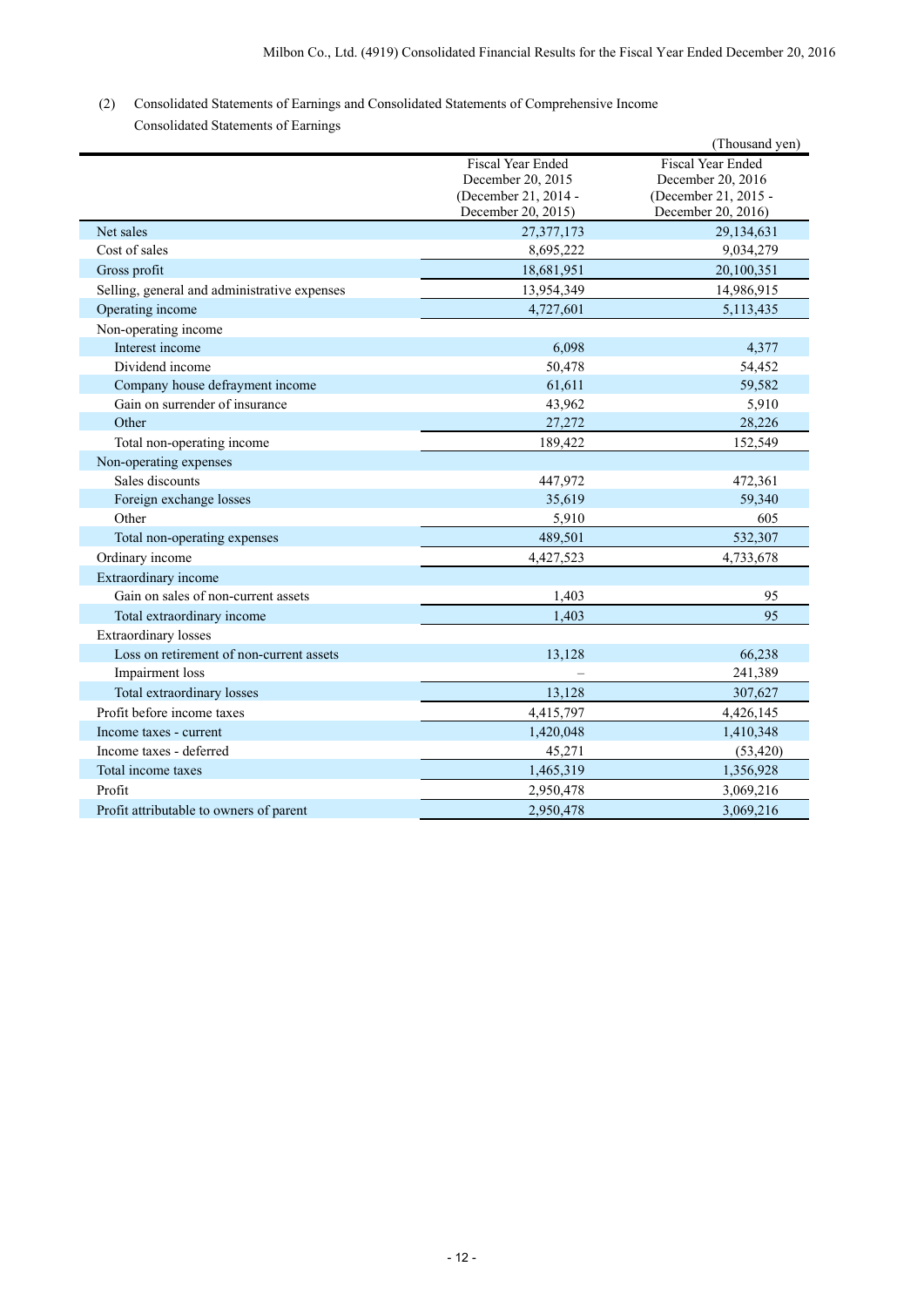(2) Consolidated Statements of Earnings and Consolidated Statements of Comprehensive Income

Consolidated Statements of Earnings

(Thousand yen)

| | Fiscal Year Ended December 20, 2015 (December 21, 2014 - December 20, 2015) | Fiscal Year Ended December 20, 2016 (December 21, 2015 - December 20, 2016) |
|---|---|---|
| Net sales | 27,377,173 | 29,134,631 |
| Cost of sales | 8,695,222 | 9,034,279 |
| Gross profit | 18,681,951 | 20,100,351 |
| Selling, general and administrative expenses | 13,954,349 | 14,986,915 |
| Operating income | 4,727,601 | 5,113,435 |
| Non-operating income | | |
| Interest income | 6,098 | 4,377 |
| Dividend income | 50,478 | 54,452 |
| Company house defrayment income | 61,611 | 59,582 |
| Gain on surrender of insurance | 43,962 | 5,910 |
| Other | 27,272 | 28,226 |
| Total non-operating income | 189,422 | 152,549 |
| Non-operating expenses | | |
| Sales discounts | 447,972 | 472,361 |
| Foreign exchange losses | 35,619 | 59,340 |
| Other | 5,910 | 605 |
| Total non-operating expenses | 489,501 | 532,307 |
| Ordinary income | 4,427,523 | 4,733,678 |
| Extraordinary income | | |
| Gain on sales of non-current assets | 1,403 | 95 |
| Total extraordinary income | 1,403 | 95 |
| Extraordinary losses | | |
| Loss on retirement of non-current assets | 13,128 | 66,238 |
| Impairment loss | – | 241,389 |
| Total extraordinary losses | 13,128 | 307,627 |
| Profit before income taxes | 4,415,797 | 4,426,145 |
| Income taxes - current | 1,420,048 | 1,410,348 |
| Income taxes - deferred | 45,271 | (53,420) |
| Total income taxes | 1,465,319 | 1,356,928 |
| Profit | 2,950,478 | 3,069,216 |
| Profit attributable to owners of parent | 2,950,478 | 3,069,216 |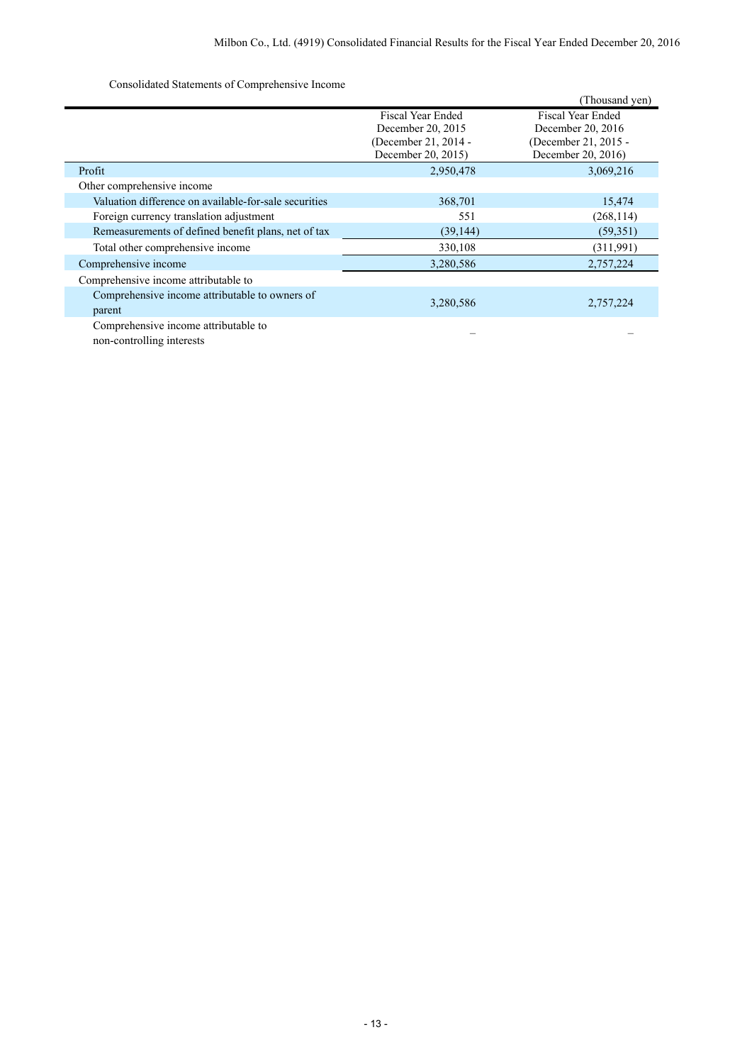Consolidated Statements of Comprehensive Income

(Thousand yen)

| | Fiscal Year Ended December 20, 2015 (December 21, 2014 - December 20, 2015) | Fiscal Year Ended December 20, 2016 (December 21, 2015 - December 20, 2016) |
|---|---|---|
| Profit | 2,950,478 | 3,069,216 |
| Other comprehensive income | | |
| Valuation difference on available-for-sale securities | 368,701 | 15,474 |
| Foreign currency translation adjustment | 551 | (268,114) |
| Remeasurements of defined benefit plans, net of tax | (39,144) | (59,351) |
| Total other comprehensive income | 330,108 | (311,991) |
| Comprehensive income | 3,280,586 | 2,757,224 |
| Comprehensive income attributable to | | |
| Comprehensive income attributable to owners of parent | 3,280,586 | 2,757,224 |
| Comprehensive income attributable to non-controlling interests | – | – |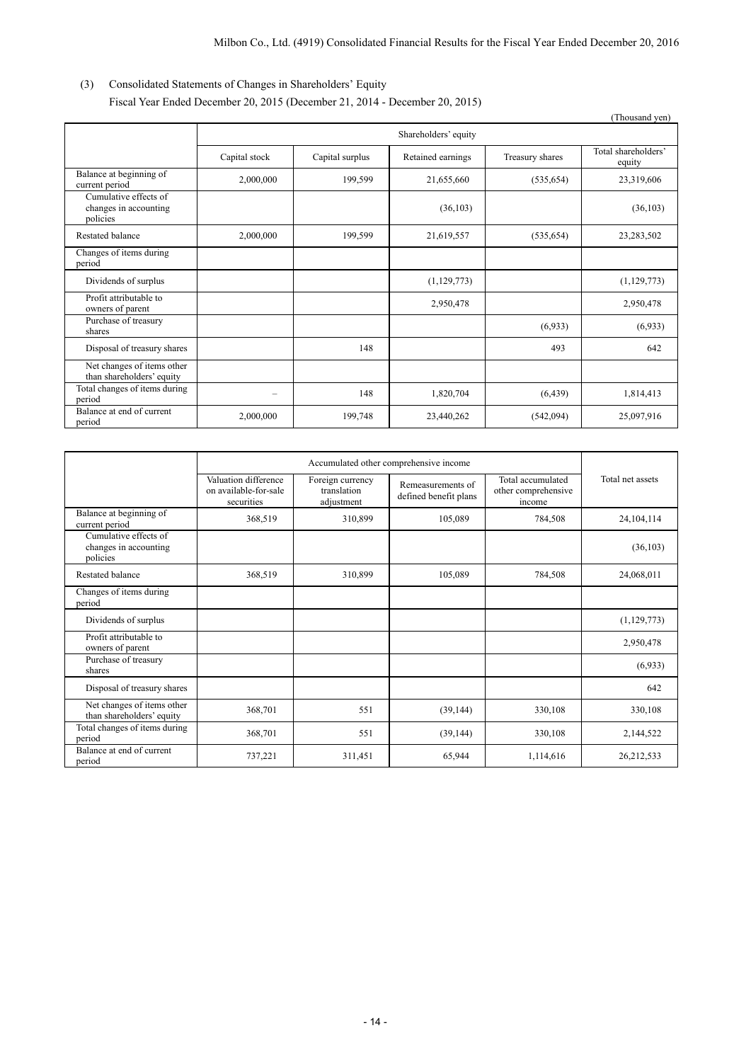## (3) Consolidated Statements of Changes in Shareholders' Equity

Fiscal Year Ended December 20, 2015 (December 21, 2014 - December 20, 2015)

(Thousand yen)

| | Shareholders' equity | | | | |
|---|---|---|---|---|---|
| | Capital stock | Capital surplus | Retained earnings | Treasury shares | Total shareholders' equity |
| Balance at beginning of current period | 2,000,000 | 199,599 | 21,655,660 | (535,654) | 23,319,606 |
| Cumulative effects of changes in accounting policies | | | (36,103) | | (36,103) |
| Restated balance | 2,000,000 | 199,599 | 21,619,557 | (535,654) | 23,283,502 |
| Changes of items during period | | | | | |
| Dividends of surplus | | | (1,129,773) | | (1,129,773) |
| Profit attributable to owners of parent | | | 2,950,478 | | 2,950,478 |
| Purchase of treasury shares | | | | (6,933) | (6,933) |
| Disposal of treasury shares | | 148 | | 493 | 642 |
| Net changes of items other than shareholders' equity | | | | | |
| Total changes of items during period | – | 148 | 1,820,704 | (6,439) | 1,814,413 |
| Balance at end of current period | 2,000,000 | 199,748 | 23,440,262 | (542,094) | 25,097,916 |

| | Accumulated other comprehensive income | | | | Total net assets |
|---|---|---|---|---|---|
| | Valuation difference on available-for-sale securities | Foreign currency translation adjustment | Remeasurements of defined benefit plans | Total accumulated other comprehensive income | |
| Balance at beginning of current period | 368,519 | 310,899 | 105,089 | 784,508 | 24,104,114 |
| Cumulative effects of changes in accounting policies | | | | | (36,103) |
| Restated balance | 368,519 | 310,899 | 105,089 | 784,508 | 24,068,011 |
| Changes of items during period | | | | | |
| Dividends of surplus | | | | | (1,129,773) |
| Profit attributable to owners of parent | | | | | 2,950,478 |
| Purchase of treasury shares | | | | | (6,933) |
| Disposal of treasury shares | | | | | 642 |
| Net changes of items other than shareholders' equity | 368,701 | 551 | (39,144) | 330,108 | 330,108 |
| Total changes of items during period | 368,701 | 551 | (39,144) | 330,108 | 2,144,522 |
| Balance at end of current period | 737,221 | 311,451 | 65,944 | 1,114,616 | 26,212,533 |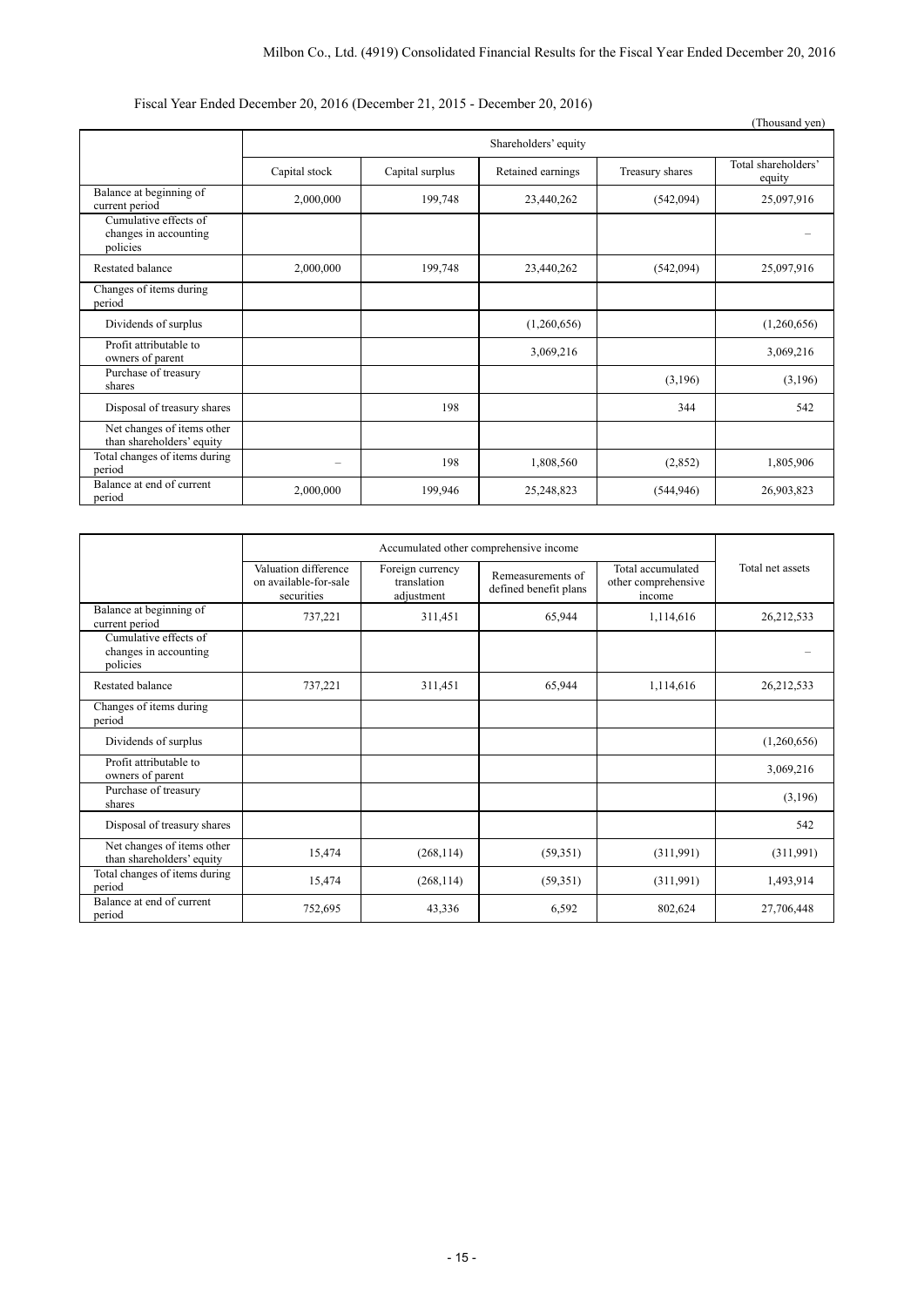Fiscal Year Ended December 20, 2016 (December 21, 2015 - December 20, 2016)

(Thousand yen)

| | Shareholders' equity | | | | |
|---|---|---|---|---|---|
| | Capital stock | Capital surplus | Retained earnings | Treasury shares | Total shareholders' equity |
| Balance at beginning of current period | 2,000,000 | 199,748 | 23,440,262 | (542,094) | 25,097,916 |
| Cumulative effects of changes in accounting policies | | | | | – |
| Restated balance | 2,000,000 | 199,748 | 23,440,262 | (542,094) | 25,097,916 |
| Changes of items during period | | | | | |
| Dividends of surplus | | | (1,260,656) | | (1,260,656) |
| Profit attributable to owners of parent | | | 3,069,216 | | 3,069,216 |
| Purchase of treasury shares | | | | (3,196) | (3,196) |
| Disposal of treasury shares | | 198 | | 344 | 542 |
| Net changes of items other than shareholders' equity | | | | | |
| Total changes of items during period | – | 198 | 1,808,560 | (2,852) | 1,805,906 |
| Balance at end of current period | 2,000,000 | 199,946 | 25,248,823 | (544,946) | 26,903,823 |

| | Accumulated other comprehensive income | | | | Total net assets |
|---|---|---|---|---|---|
| | Valuation difference on available-for-sale securities | Foreign currency translation adjustment | Remeasurements of defined benefit plans | Total accumulated other comprehensive income | |
| Balance at beginning of current period | 737,221 | 311,451 | 65,944 | 1,114,616 | 26,212,533 |
| Cumulative effects of changes in accounting policies | | | | | – |
| Restated balance | 737,221 | 311,451 | 65,944 | 1,114,616 | 26,212,533 |
| Changes of items during period | | | | | |
| Dividends of surplus | | | | | (1,260,656) |
| Profit attributable to owners of parent | | | | | 3,069,216 |
| Purchase of treasury shares | | | | | (3,196) |
| Disposal of treasury shares | | | | | 542 |
| Net changes of items other than shareholders' equity | 15,474 | (268,114) | (59,351) | (311,991) | (311,991) |
| Total changes of items during period | 15,474 | (268,114) | (59,351) | (311,991) | 1,493,914 |
| Balance at end of current period | 752,695 | 43,336 | 6,592 | 802,624 | 27,706,448 |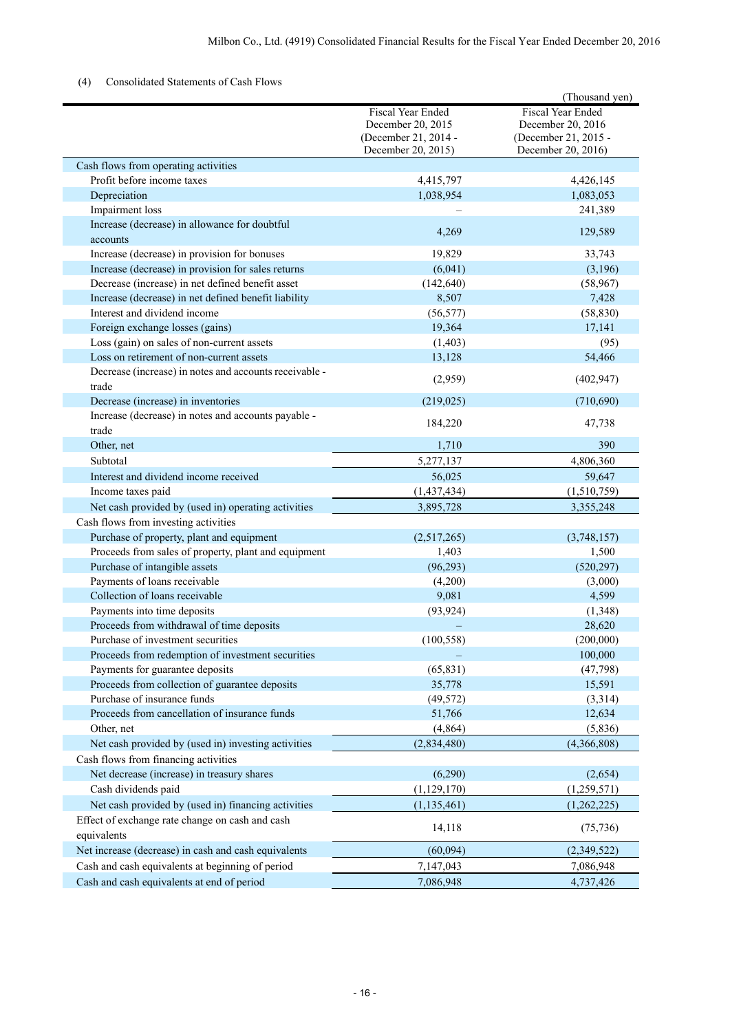(4) Consolidated Statements of Cash Flows

(Thousand yen)

| | Fiscal Year Ended December 20, 2015 (December 21, 2014 - December 20, 2015) | Fiscal Year Ended December 20, 2016 (December 21, 2015 - December 20, 2016) |
|---|---|---|
| Cash flows from operating activities | | |
| Profit before income taxes | 4,415,797 | 4,426,145 |
| Depreciation | 1,038,954 | 1,083,053 |
| Impairment loss | – | 241,389 |
| Increase (decrease) in allowance for doubtful accounts | 4,269 | 129,589 |
| Increase (decrease) in provision for bonuses | 19,829 | 33,743 |
| Increase (decrease) in provision for sales returns | (6,041) | (3,196) |
| Decrease (increase) in net defined benefit asset | (142,640) | (58,967) |
| Increase (decrease) in net defined benefit liability | 8,507 | 7,428 |
| Interest and dividend income | (56,577) | (58,830) |
| Foreign exchange losses (gains) | 19,364 | 17,141 |
| Loss (gain) on sales of non-current assets | (1,403) | (95) |
| Loss on retirement of non-current assets | 13,128 | 54,466 |
| Decrease (increase) in notes and accounts receivable - trade | (2,959) | (402,947) |
| Decrease (increase) in inventories | (219,025) | (710,690) |
| Increase (decrease) in notes and accounts payable - trade | 184,220 | 47,738 |
| Other, net | 1,710 | 390 |
| Subtotal | 5,277,137 | 4,806,360 |
| Interest and dividend income received | 56,025 | 59,647 |
| Income taxes paid | (1,437,434) | (1,510,759) |
| Net cash provided by (used in) operating activities | 3,895,728 | 3,355,248 |
| Cash flows from investing activities | | |
| Purchase of property, plant and equipment | (2,517,265) | (3,748,157) |
| Proceeds from sales of property, plant and equipment | 1,403 | 1,500 |
| Purchase of intangible assets | (96,293) | (520,297) |
| Payments of loans receivable | (4,200) | (3,000) |
| Collection of loans receivable | 9,081 | 4,599 |
| Payments into time deposits | (93,924) | (1,348) |
| Proceeds from withdrawal of time deposits | – | 28,620 |
| Purchase of investment securities | (100,558) | (200,000) |
| Proceeds from redemption of investment securities | – | 100,000 |
| Payments for guarantee deposits | (65,831) | (47,798) |
| Proceeds from collection of guarantee deposits | 35,778 | 15,591 |
| Purchase of insurance funds | (49,572) | (3,314) |
| Proceeds from cancellation of insurance funds | 51,766 | 12,634 |
| Other, net | (4,864) | (5,836) |
| Net cash provided by (used in) investing activities | (2,834,480) | (4,366,808) |
| Cash flows from financing activities | | |
| Net decrease (increase) in treasury shares | (6,290) | (2,654) |
| Cash dividends paid | (1,129,170) | (1,259,571) |
| Net cash provided by (used in) financing activities | (1,135,461) | (1,262,225) |
| Effect of exchange rate change on cash and cash equivalents | 14,118 | (75,736) |
| Net increase (decrease) in cash and cash equivalents | (60,094) | (2,349,522) |
| Cash and cash equivalents at beginning of period | 7,147,043 | 7,086,948 |
| Cash and cash equivalents at end of period | 7,086,948 | 4,737,426 |